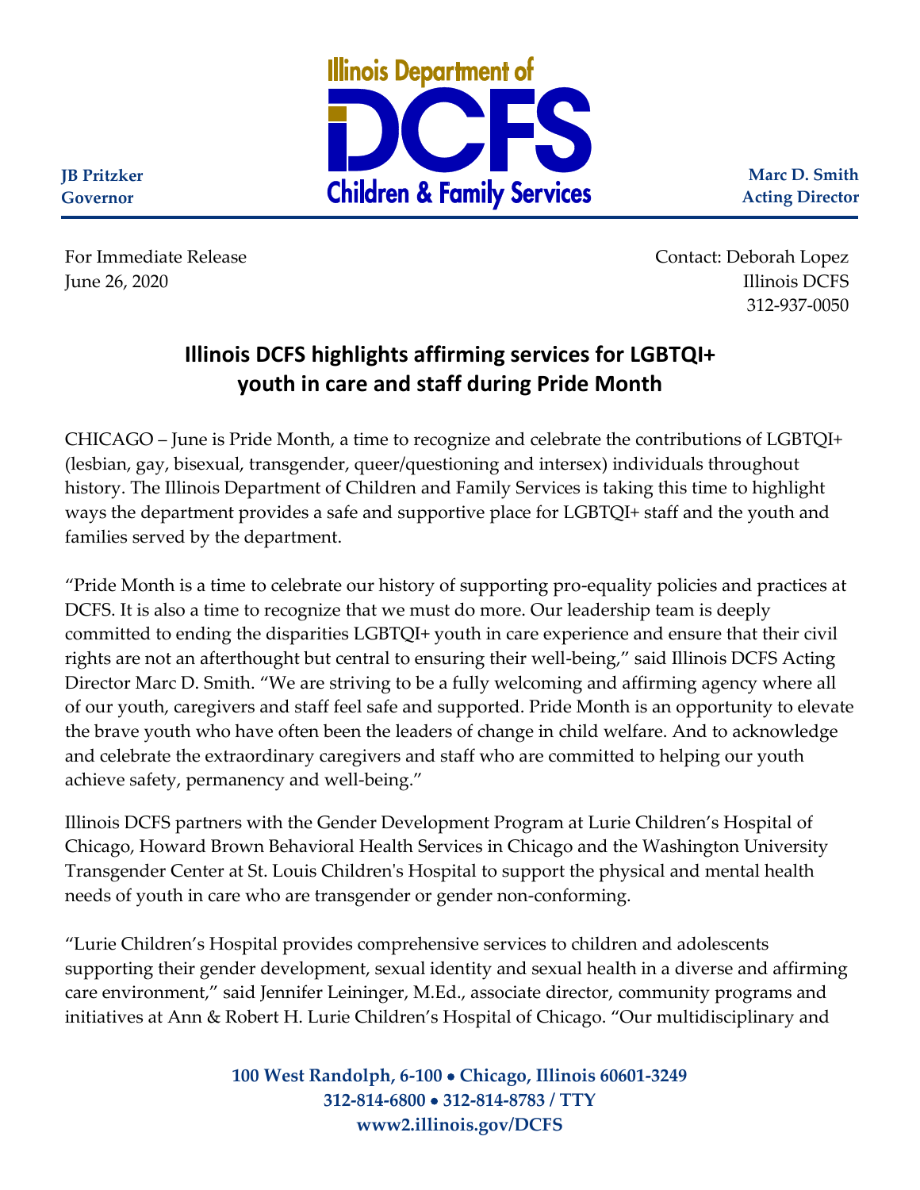Illinois Department of **DCFS** Children & Family Services

**JB Pritzker**
**Governor**

**Marc D. Smith**
**Acting Director**

For Immediate Release
June 26, 2020

Contact: Deborah Lopez
Illinois DCFS
312-937-0050

## Illinois DCFS highlights affirming services for LGBTQI+ youth in care and staff during Pride Month

CHICAGO – June is Pride Month, a time to recognize and celebrate the contributions of LGBTQI+ (lesbian, gay, bisexual, transgender, queer/questioning and intersex) individuals throughout history. The Illinois Department of Children and Family Services is taking this time to highlight ways the department provides a safe and supportive place for LGBTQI+ staff and the youth and families served by the department.

"Pride Month is a time to celebrate our history of supporting pro-equality policies and practices at DCFS. It is also a time to recognize that we must do more. Our leadership team is deeply committed to ending the disparities LGBTQI+ youth in care experience and ensure that their civil rights are not an afterthought but central to ensuring their well-being," said Illinois DCFS Acting Director Marc D. Smith. "We are striving to be a fully welcoming and affirming agency where all of our youth, caregivers and staff feel safe and supported. Pride Month is an opportunity to elevate the brave youth who have often been the leaders of change in child welfare. And to acknowledge and celebrate the extraordinary caregivers and staff who are committed to helping our youth achieve safety, permanency and well-being."

Illinois DCFS partners with the Gender Development Program at Lurie Children's Hospital of Chicago, Howard Brown Behavioral Health Services in Chicago and the Washington University Transgender Center at St. Louis Children's Hospital to support the physical and mental health needs of youth in care who are transgender or gender non-conforming.

"Lurie Children's Hospital provides comprehensive services to children and adolescents supporting their gender development, sexual identity and sexual health in a diverse and affirming care environment," said Jennifer Leininger, M.Ed., associate director, community programs and initiatives at Ann & Robert H. Lurie Children's Hospital of Chicago. "Our multidisciplinary and

**100 West Randolph, 6-100 • Chicago, Illinois 60601-3249**
**312-814-6800 • 312-814-8783 / TTY**
**www2.illinois.gov/DCFS**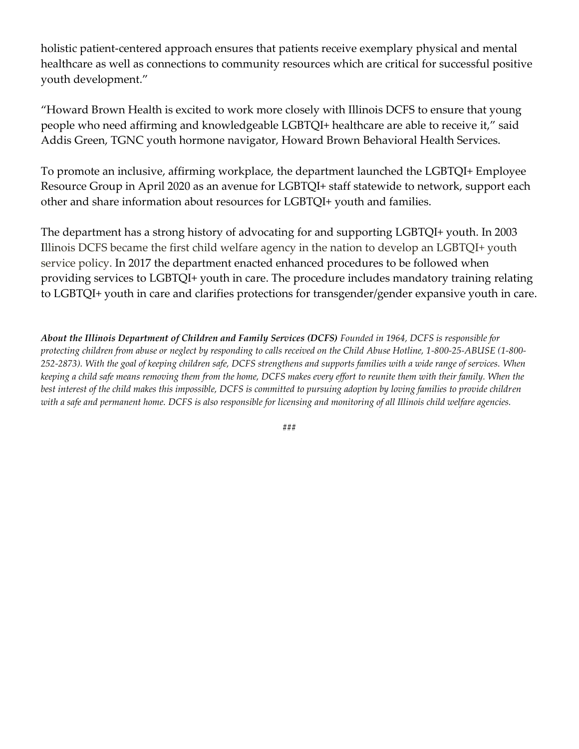holistic patient-centered approach ensures that patients receive exemplary physical and mental healthcare as well as connections to community resources which are critical for successful positive youth development."

"Howard Brown Health is excited to work more closely with Illinois DCFS to ensure that young people who need affirming and knowledgeable LGBTQI+ healthcare are able to receive it," said Addis Green, TGNC youth hormone navigator, Howard Brown Behavioral Health Services.

To promote an inclusive, affirming workplace, the department launched the LGBTQI+ Employee Resource Group in April 2020 as an avenue for LGBTQI+ staff statewide to network, support each other and share information about resources for LGBTQI+ youth and families.

The department has a strong history of advocating for and supporting LGBTQI+ youth. In 2003 Illinois DCFS became the first child welfare agency in the nation to develop an LGBTQI+ youth service policy. In 2017 the department enacted enhanced procedures to be followed when providing services to LGBTQI+ youth in care. The procedure includes mandatory training relating to LGBTQI+ youth in care and clarifies protections for transgender/gender expansive youth in care.

***About the Illinois Department of Children and Family Services (DCFS)*** *Founded in 1964, DCFS is responsible for protecting children from abuse or neglect by responding to calls received on the Child Abuse Hotline, 1-800-25-ABUSE (1-800-252-2873). With the goal of keeping children safe, DCFS strengthens and supports families with a wide range of services. When keeping a child safe means removing them from the home, DCFS makes every effort to reunite them with their family. When the best interest of the child makes this impossible, DCFS is committed to pursuing adoption by loving families to provide children with a safe and permanent home. DCFS is also responsible for licensing and monitoring of all Illinois child welfare agencies.*

###